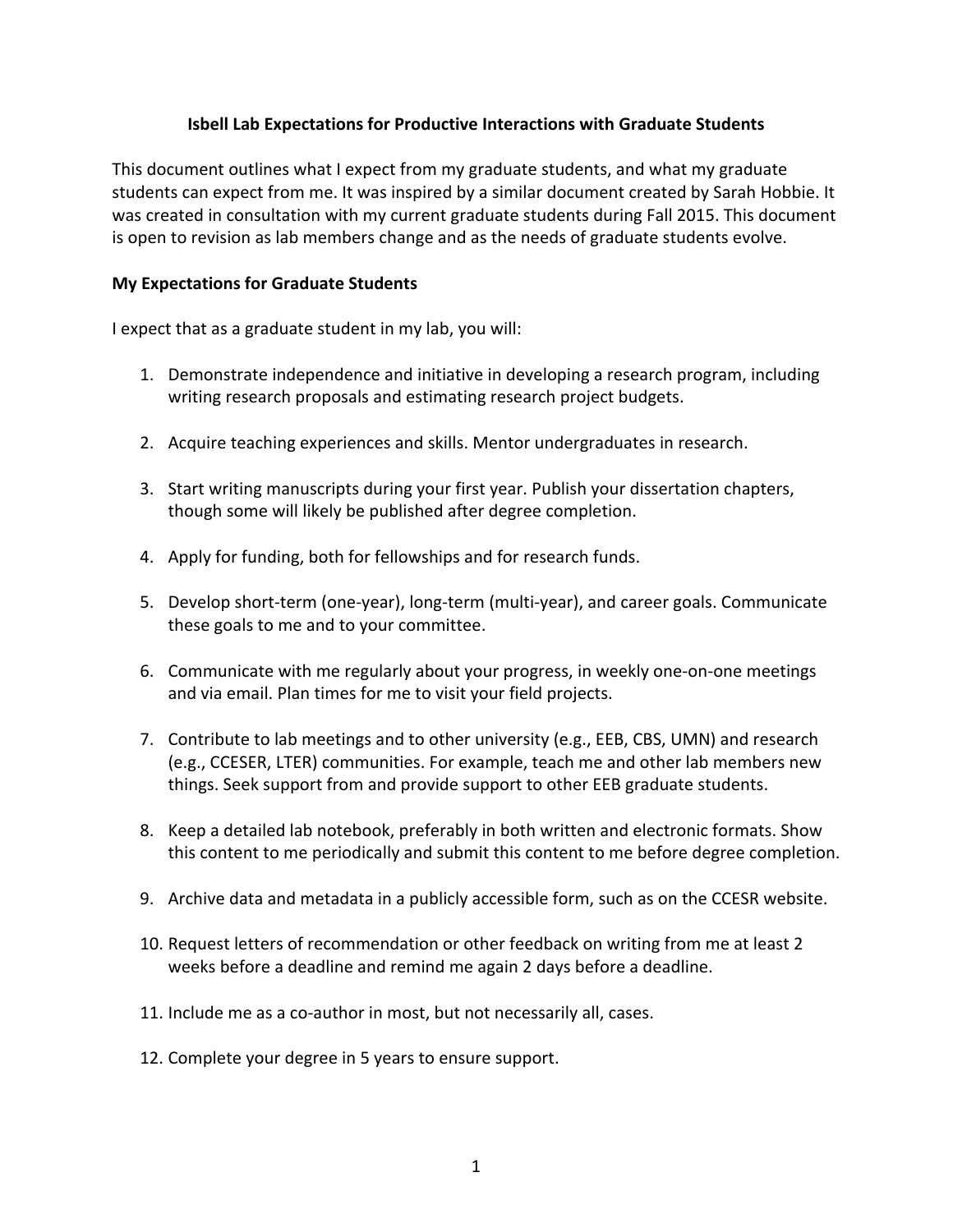# Isbell Lab Expectations for Productive Interactions with Graduate Students

This document outlines what I expect from my graduate students, and what my graduate students can expect from me. It was inspired by a similar document created by Sarah Hobbie. It was created in consultation with my current graduate students during Fall 2015. This document is open to revision as lab members change and as the needs of graduate students evolve.

## My Expectations for Graduate Students

I expect that as a graduate student in my lab, you will:

1. Demonstrate independence and initiative in developing a research program, including writing research proposals and estimating research project budgets.

2. Acquire teaching experiences and skills. Mentor undergraduates in research.

3. Start writing manuscripts during your first year. Publish your dissertation chapters, though some will likely be published after degree completion.

4. Apply for funding, both for fellowships and for research funds.

5. Develop short-term (one-year), long-term (multi-year), and career goals. Communicate these goals to me and to your committee.

6. Communicate with me regularly about your progress, in weekly one-on-one meetings and via email. Plan times for me to visit your field projects.

7. Contribute to lab meetings and to other university (e.g., EEB, CBS, UMN) and research (e.g., CCESER, LTER) communities. For example, teach me and other lab members new things. Seek support from and provide support to other EEB graduate students.

8. Keep a detailed lab notebook, preferably in both written and electronic formats. Show this content to me periodically and submit this content to me before degree completion.

9. Archive data and metadata in a publicly accessible form, such as on the CCESR website.

10. Request letters of recommendation or other feedback on writing from me at least 2 weeks before a deadline and remind me again 2 days before a deadline.

11. Include me as a co-author in most, but not necessarily all, cases.

12. Complete your degree in 5 years to ensure support.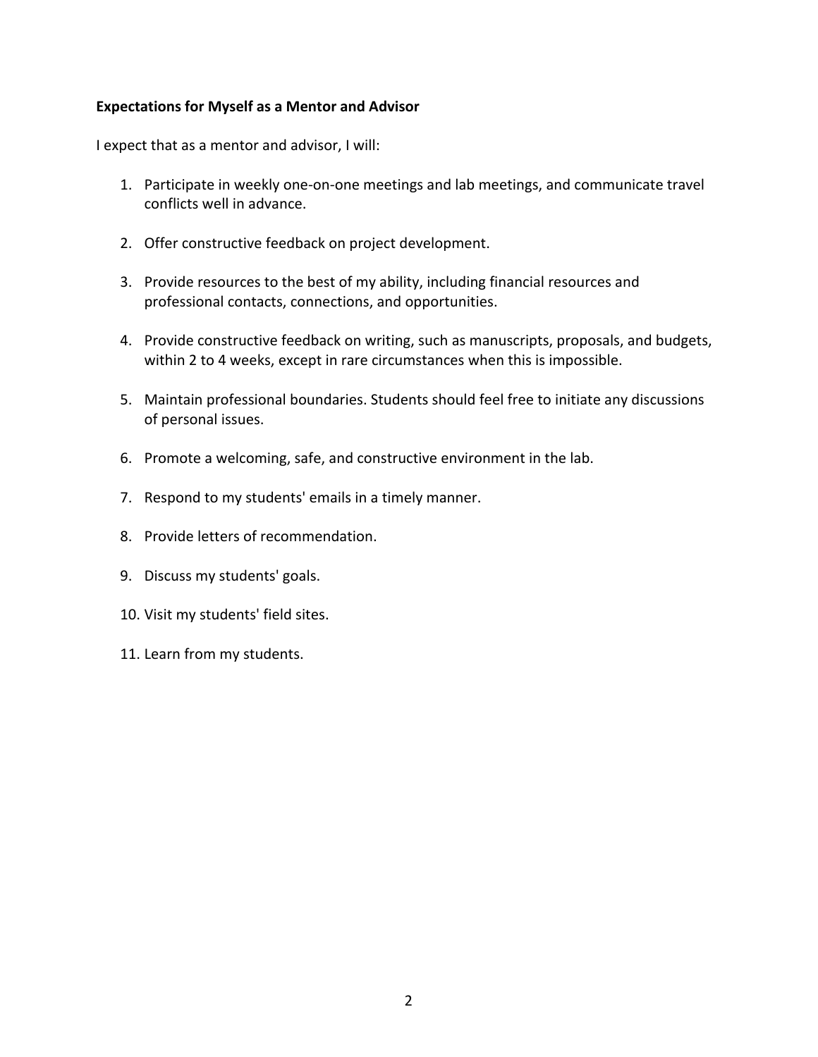**Expectations for Myself as a Mentor and Advisor**

I expect that as a mentor and advisor, I will:

1. Participate in weekly one-on-one meetings and lab meetings, and communicate travel conflicts well in advance.

2. Offer constructive feedback on project development.

3. Provide resources to the best of my ability, including financial resources and professional contacts, connections, and opportunities.

4. Provide constructive feedback on writing, such as manuscripts, proposals, and budgets, within 2 to 4 weeks, except in rare circumstances when this is impossible.

5. Maintain professional boundaries. Students should feel free to initiate any discussions of personal issues.

6. Promote a welcoming, safe, and constructive environment in the lab.

7. Respond to my students' emails in a timely manner.

8. Provide letters of recommendation.

9. Discuss my students' goals.

10. Visit my students' field sites.

11. Learn from my students.